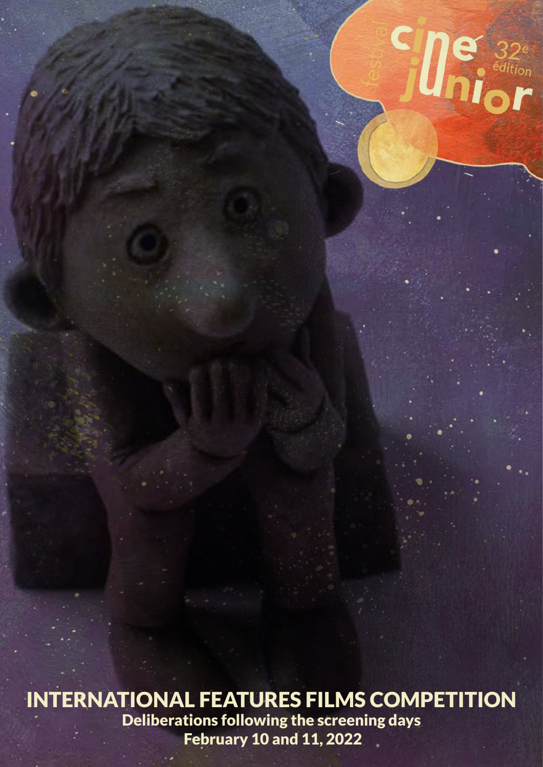festival ciné junior 32e édition

# INTERNATIONAL FEATURES FILMS COMPETITION

**Deliberations following the screening days**

**February 10 and 11, 2022**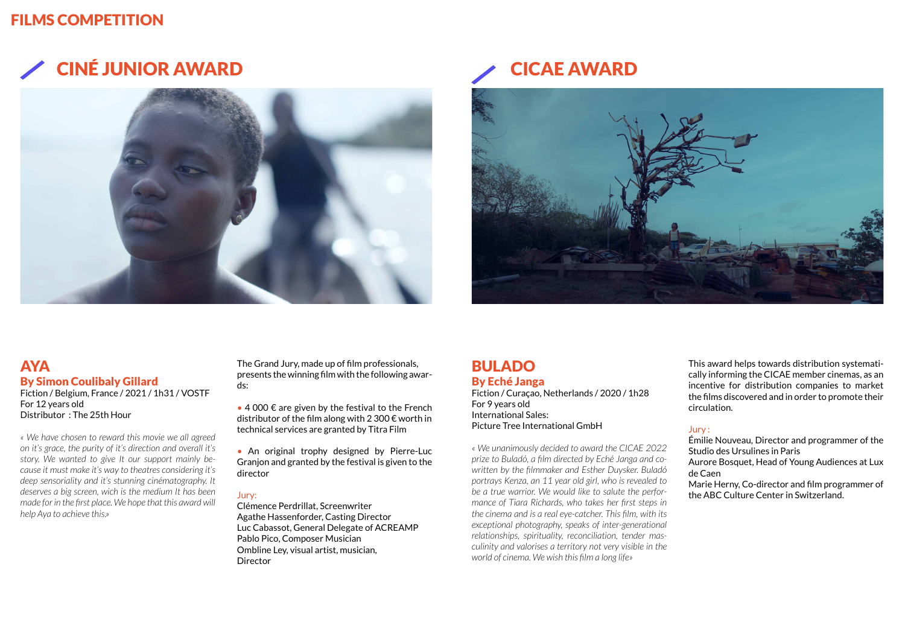# FILMS COMPETITION

## CINÉ JUNIOR AWARD

### AYA

**By Simon Coulibaly Gillard**

Fiction / Belgium, France / 2021 / 1h31 / VOSTF
For 12 years old
Distributor : The 25th Hour

*« We have chosen to reward this movie we all agreed on it's grace, the purity of it's direction and overall it's story. We wanted to give It our support mainly because it must make it's way to theatres considering it's deep sensoriality and it's stunning cinématography. It deserves a big screen, wich is the medium It has been made for in the first place. We hope that this award will help Aya to achieve this.»*

The Grand Jury, made up of film professionals, presents the winning film with the following awards:

- 4 000 € are given by the festival to the French distributor of the film along with 2 300 € worth in technical services are granted by Titra Film
- An original trophy designed by Pierre-Luc Granjon and granted by the festival is given to the director

Jury:
Clémence Perdrillat, Screenwriter
Agathe Hassenforder, Casting Director
Luc Cabassot, General Delegate of ACREAMP
Pablo Pico, Composer Musician
Ombline Ley, visual artist, musician, Director

## CICAE AWARD

### BULADO

**By Eché Janga**

Fiction / Curaçao, Netherlands / 2020 / 1h28
For 9 years old
International Sales:
Picture Tree International GmbH

*« We unanimously decided to award the CICAE 2022 prize to Buladó, a film directed by Eché Janga and co-written by the filmmaker and Esther Duysker. Buladó portrays Kenza, an 11 year old girl, who is revealed to be a true warrior. We would like to salute the performance of Tiara Richards, who takes her first steps in the cinema and is a real eye-catcher. This film, with its exceptional photography, speaks of inter-generational relationships, spirituality, reconciliation, tender masculinity and valorises a territory not very visible in the world of cinema. We wish this film a long life»*

This award helps towards distribution systematically informing the CICAE member cinemas, as an incentive for distribution companies to market the films discovered and in order to promote their circulation.

Jury :
Émilie Nouveau, Director and programmer of the Studio des Ursulines in Paris
Aurore Bosquet, Head of Young Audiences at Lux de Caen
Marie Herny, Co-director and film programmer of the ABC Culture Center in Switzerland.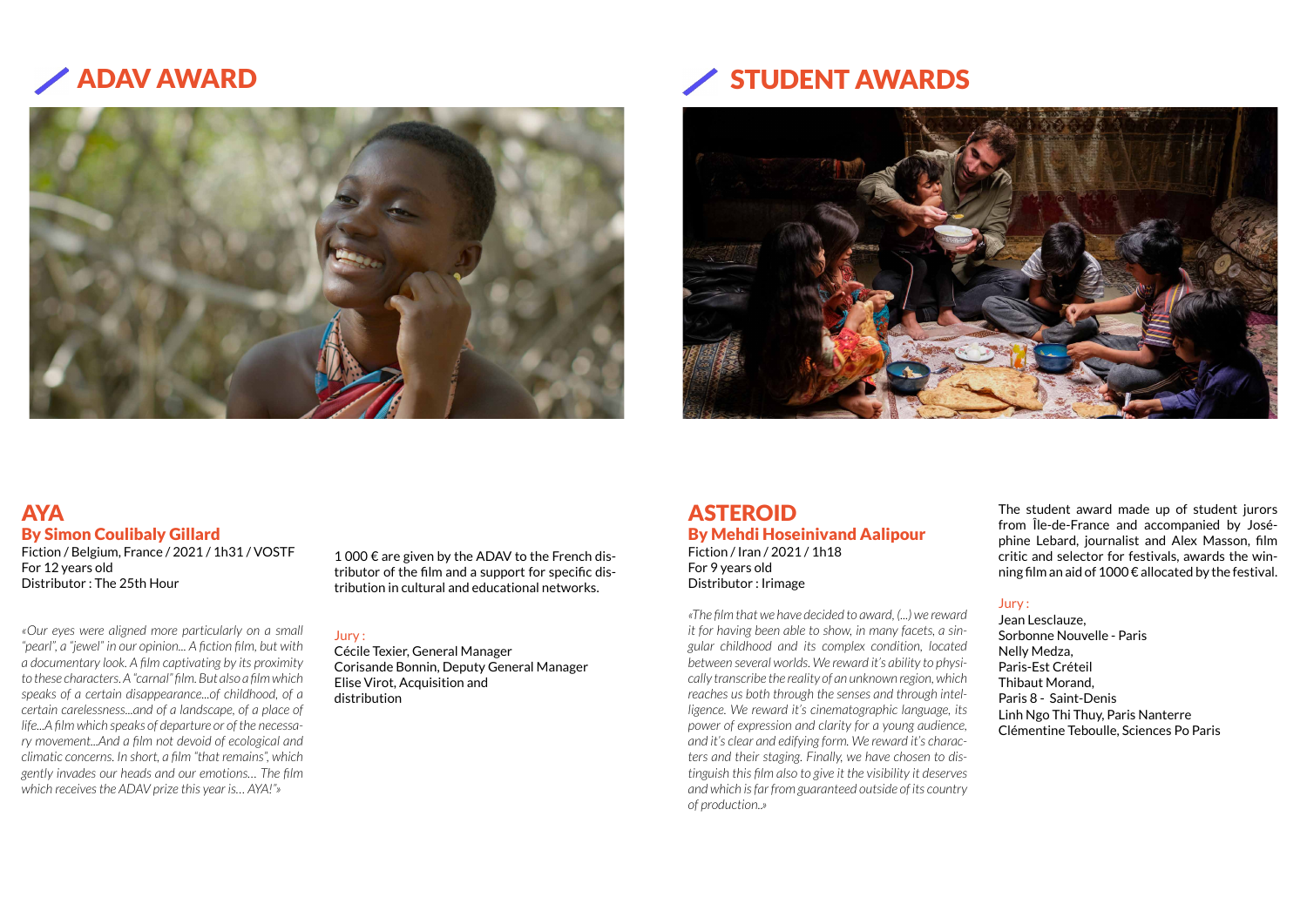# ADAV AWARD

## AYA

### By Simon Coulibaly Gillard

Fiction / Belgium, France / 2021 / 1h31 / VOSTF
For 12 years old
Distributor : The 25th Hour

*«Our eyes were aligned more particularly on a small "pearl", a "jewel" in our opinion... A fiction film, but with a documentary look. A film captivating by its proximity to these characters. A "carnal" film. But also a film which speaks of a certain disappearance...of childhood, of a certain carelessness...and of a landscape, of a place of life...A film which speaks of departure or of the necessary movement...And a film not devoid of ecological and climatic concerns. In short, a film "that remains", which gently invades our heads and our emotions… The film which receives the ADAV prize this year is… AYA!"»*

1 000 € are given by the ADAV to the French distributor of the film and a support for specific distribution in cultural and educational networks.

Jury :
Cécile Texier, General Manager
Corisande Bonnin, Deputy General Manager
Elise Virot, Acquisition and distribution

# STUDENT AWARDS

## ASTEROID

### By Mehdi Hoseinivand Aalipour

Fiction / Iran / 2021 / 1h18
For 9 years old
Distributor : Irimage

*«The film that we have decided to award, (...) we reward it for having been able to show, in many facets, a singular childhood and its complex condition, located between several worlds. We reward it's ability to physically transcribe the reality of an unknown region, which reaches us both through the senses and through intelligence. We reward it's cinematographic language, its power of expression and clarity for a young audience, and it's clear and edifying form. We reward it's characters and their staging. Finally, we have chosen to distinguish this film also to give it the visibility it deserves and which is far from guaranteed outside of its country of production..»*

The student award made up of student jurors from Île-de-France and accompanied by Joséphine Lebard, journalist and Alex Masson, film critic and selector for festivals, awards the winning film an aid of 1000 € allocated by the festival.

Jury :
Jean Lesclauze,
Sorbonne Nouvelle - Paris
Nelly Medza,
Paris-Est Créteil
Thibaut Morand,
Paris 8 - Saint-Denis
Linh Ngo Thi Thuy, Paris Nanterre
Clémentine Teboulle, Sciences Po Paris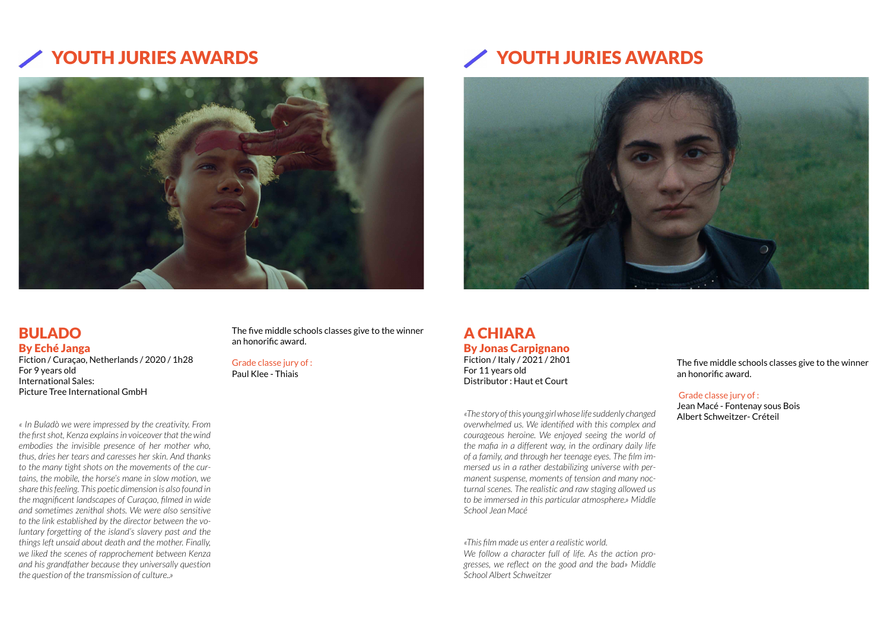## YOUTH JURIES AWARDS

### BULADO

**By Eché Janga**

Fiction / Curaçao, Netherlands / 2020 / 1h28
For 9 years old
International Sales:
Picture Tree International GmbH

*« In Buladò we were impressed by the creativity. From the first shot, Kenza explains in voiceover that the wind embodies the invisible presence of her mother who, thus, dries her tears and caresses her skin. And thanks to the many tight shots on the movements of the curtains, the mobile, the horse's mane in slow motion, we share this feeling. This poetic dimension is also found in the magnificent landscapes of Curaçao, filmed in wide and sometimes zenithal shots. We were also sensitive to the link established by the director between the voluntary forgetting of the island's slavery past and the things left unsaid about death and the mother. Finally, we liked the scenes of rapprochement between Kenza and his grandfather because they universally question the question of the transmission of culture..»*

The five middle schools classes give to the winner an honorific award.

Grade classe jury of :
Paul Klee - Thiais

## YOUTH JURIES AWARDS

### A CHIARA

**By Jonas Carpignano**

Fiction / Italy / 2021 / 2h01
For 11 years old
Distributor : Haut et Court

*«The story of this young girl whose life suddenly changed overwhelmed us. We identified with this complex and courageous heroine. We enjoyed seeing the world of the mafia in a different way, in the ordinary daily life of a family, and through her teenage eyes. The film immersed us in a rather destabilizing universe with permanent suspense, moments of tension and many nocturnal scenes. The realistic and raw staging allowed us to be immersed in this particular atmosphere.» Middle School Jean Macé*

*«This film made us enter a realistic world.
We follow a character full of life. As the action progresses, we reflect on the good and the bad» Middle School Albert Schweitzer*

The five middle schools classes give to the winner an honorific award.

Grade classe jury of :
Jean Macé - Fontenay sous Bois
Albert Schweitzer- Créteil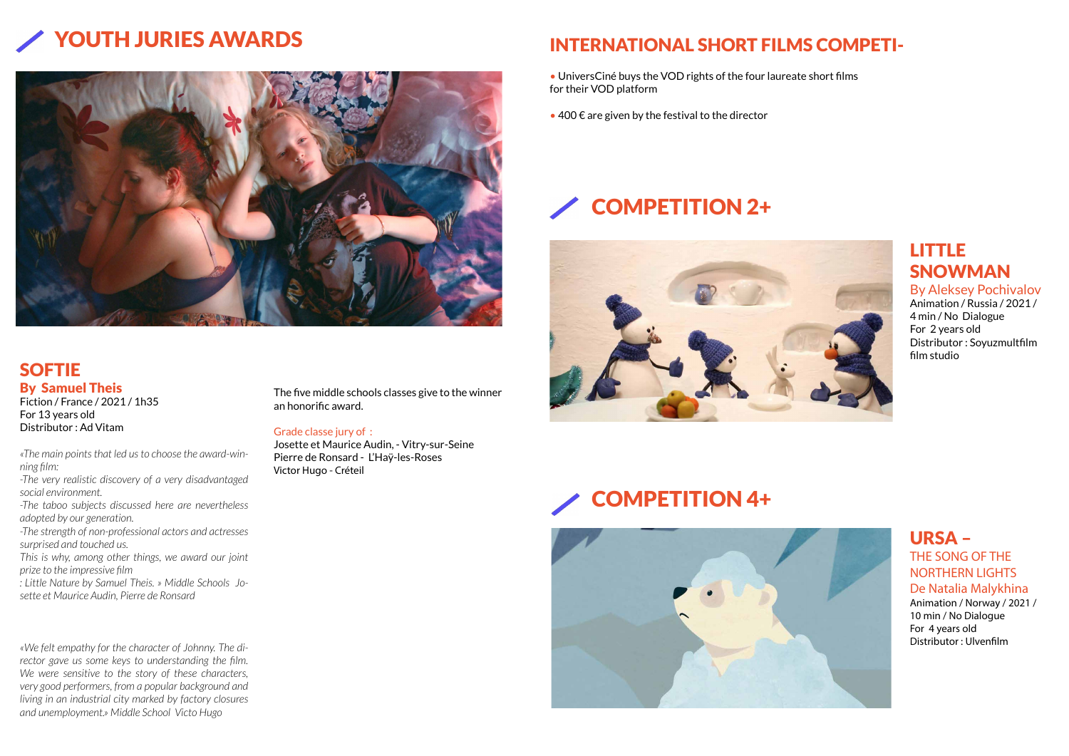# YOUTH JURIES AWARDS

## SOFTIE

### By Samuel Theis

Fiction / France / 2021 / 1h35
For 13 years old
Distributor : Ad Vitam

*«The main points that led us to choose the award-winning film:*
*-The very realistic discovery of a very disadvantaged social environment.*
*-The taboo subjects discussed here are nevertheless adopted by our generation.*
*-The strength of non-professional actors and actresses surprised and touched us.*
*This is why, among other things, we award our joint prize to the impressive film*
*: Little Nature by Samuel Theis. » Middle Schools Josette et Maurice Audin, Pierre de Ronsard*

*«We felt empathy for the character of Johnny. The director gave us some keys to understanding the film. We were sensitive to the story of these characters, very good performers, from a popular background and living in an industrial city marked by factory closures and unemployment.» Middle School Victo Hugo*

The five middle schools classes give to the winner an honorific award.

Grade classe jury of :
Josette et Maurice Audin, - Vitry-sur-Seine
Pierre de Ronsard - L'Haÿ-les-Roses
Victor Hugo - Créteil

# INTERNATIONAL SHORT FILMS COMPETI-

- UniversCiné buys the VOD rights of the four laureate short films for their VOD platform
- 400 € are given by the festival to the director

# COMPETITION 2+

## LITTLE SNOWMAN

### By Aleksey Pochivalov

Animation / Russia / 2021 /
4 min / No Dialogue
For 2 years old
Distributor : Soyuzmultfilm film studio

# COMPETITION 4+

## URSA – THE SONG OF THE NORTHERN LIGHTS

### De Natalia Malykhina

Animation / Norway / 2021 /
10 min / No Dialogue
For 4 years old
Distributor : Ulvenfilm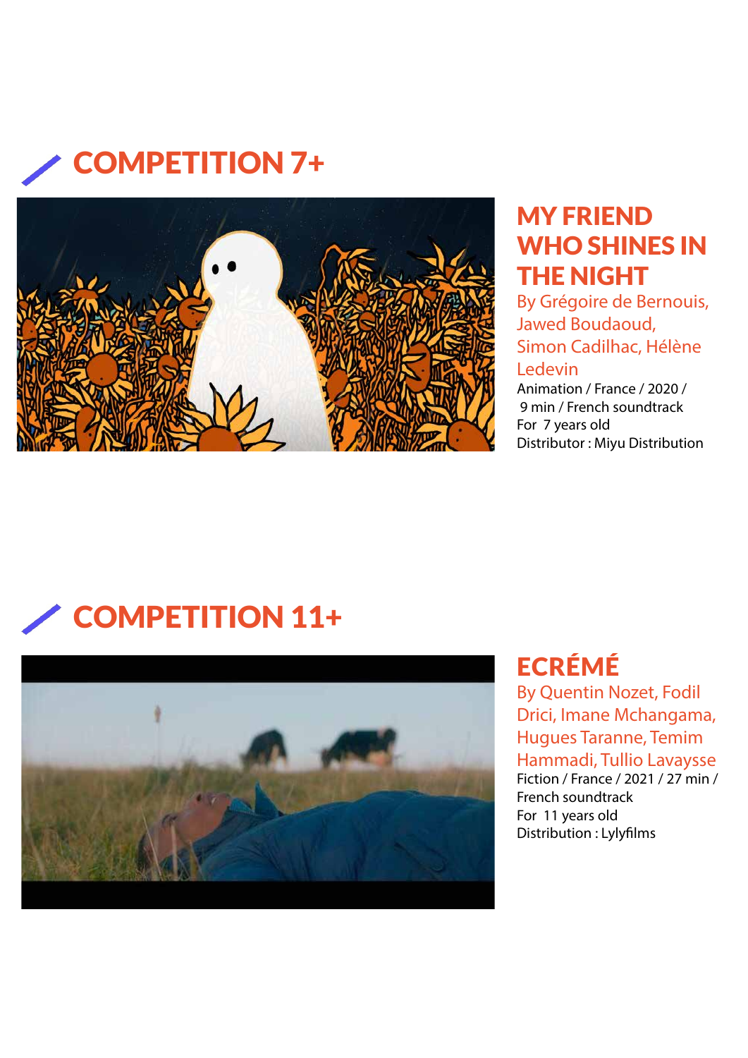## COMPETITION 7+

### MY FRIEND WHO SHINES IN THE NIGHT

By Grégoire de Bernouis, Jawed Boudaoud, Simon Cadilhac, Hélène Ledevin

Animation / France / 2020 / 9 min / French soundtrack
For 7 years old
Distributor : Miyu Distribution

## COMPETITION 11+

### ECRÉMÉ

By Quentin Nozet, Fodil Drici, Imane Mchangama, Hugues Taranne, Temim Hammadi, Tullio Lavaysse

Fiction / France / 2021 / 27 min / French soundtrack
For 11 years old
Distribution : Lylyfilms